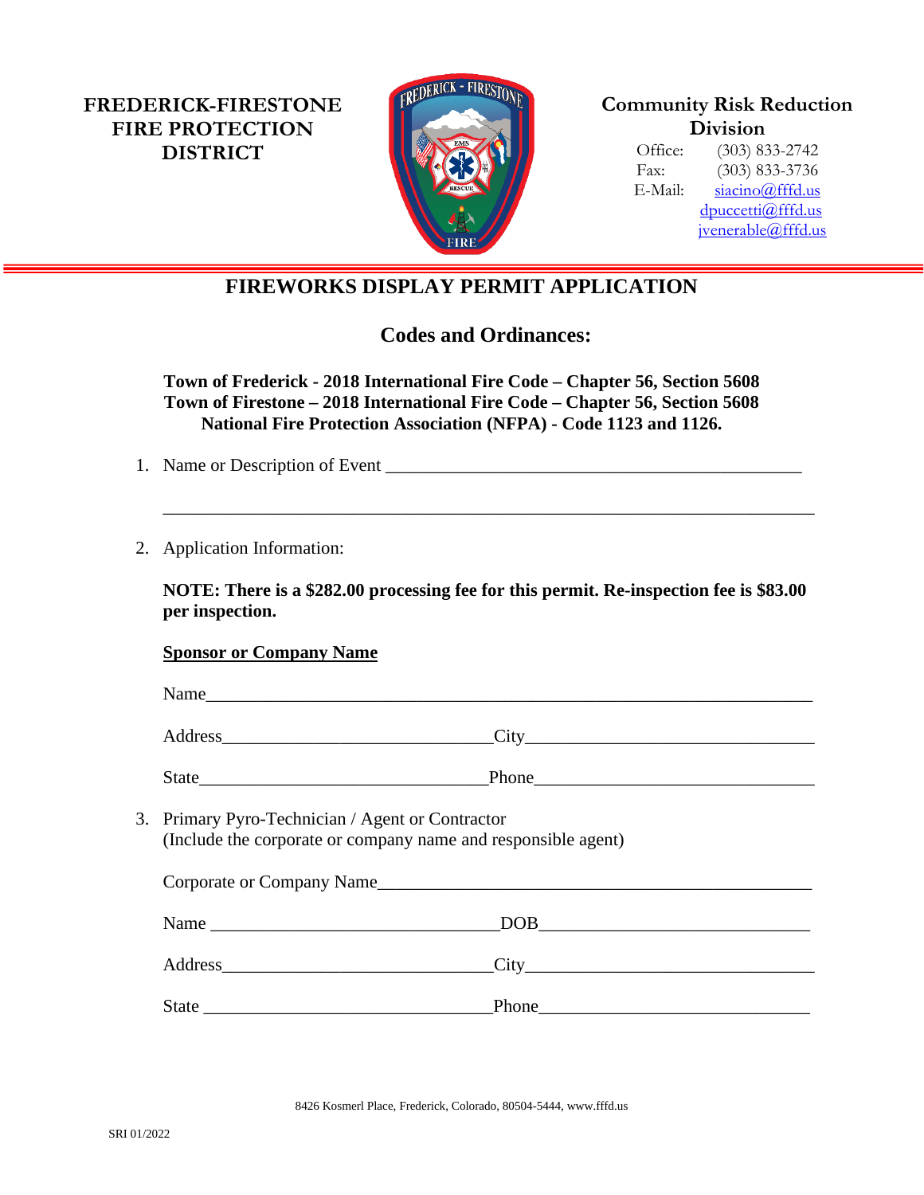**FREDERICK-FIRESTONE FIRE PROTECTION DISTRICT**

**Community Risk Reduction Division**

Office: (303) 833-2742
Fax: (303) 833-3736
E-Mail: siacino@fffd.us
dpuccetti@fffd.us
jvenerable@fffd.us

# FIREWORKS DISPLAY PERMIT APPLICATION

## Codes and Ordinances:

**Town of Frederick - 2018 International Fire Code – Chapter 56, Section 5608**
**Town of Firestone – 2018 International Fire Code – Chapter 56, Section 5608**
**National Fire Protection Association (NFPA) - Code 1123 and 1126.**

1. Name or Description of Event ______________________________________________

   ___________________________________________________________________________

2. Application Information:

   **NOTE: There is a $282.00 processing fee for this permit. Re-inspection fee is $83.00 per inspection.**

   **Sponsor or Company Name**

   Name_____________________________________________________________________

   Address______________________________City________________________________

   State________________________________Phone_______________________________

3. Primary Pyro-Technician / Agent or Contractor
   (Include the corporate or company name and responsible agent)

   Corporate or Company Name__________________________________________________

   Name ________________________________DOB_________________________________

   Address______________________________City________________________________

   State ________________________________Phone_______________________________

8426 Kosmerl Place, Frederick, Colorado, 80504-5444, www.fffd.us

SRI 01/2022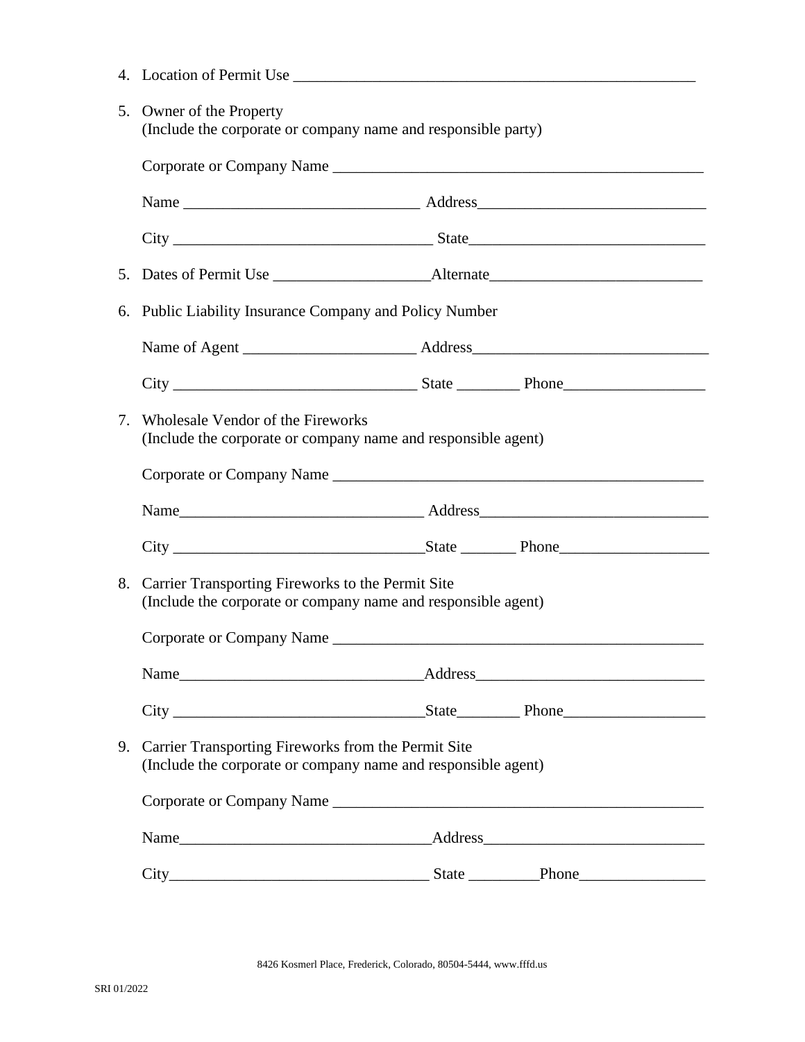4. Location of Permit Use ____________________________________________________

5. Owner of the Property
   (Include the corporate or company name and responsible party)

   Corporate or Company Name ________________________________________________

   Name ______________________________ Address_____________________________

   City _________________________________ State_____________________________

5. Dates of Permit Use ___________________Alternate__________________________

6. Public Liability Insurance Company and Policy Number

   Name of Agent ______________________ Address______________________________

   City _______________________________ State ________ Phone__________________

7. Wholesale Vendor of the Fireworks
   (Include the corporate or company name and responsible agent)

   Corporate or Company Name ________________________________________________

   Name_______________________________ Address_____________________________

   City _______________________________State _______ Phone___________________

8. Carrier Transporting Fireworks to the Permit Site
   (Include the corporate or company name and responsible agent)

   Corporate or Company Name ________________________________________________

   Name_______________________________Address_____________________________

   City ________________________________State________ Phone__________________

9. Carrier Transporting Fireworks from the Permit Site
   (Include the corporate or company name and responsible agent)

   Corporate or Company Name ________________________________________________

   Name________________________________Address____________________________

   City_________________________________ State _________Phone________________

8426 Kosmerl Place, Frederick, Colorado, 80504-5444, www.fffd.us

SRI 01/2022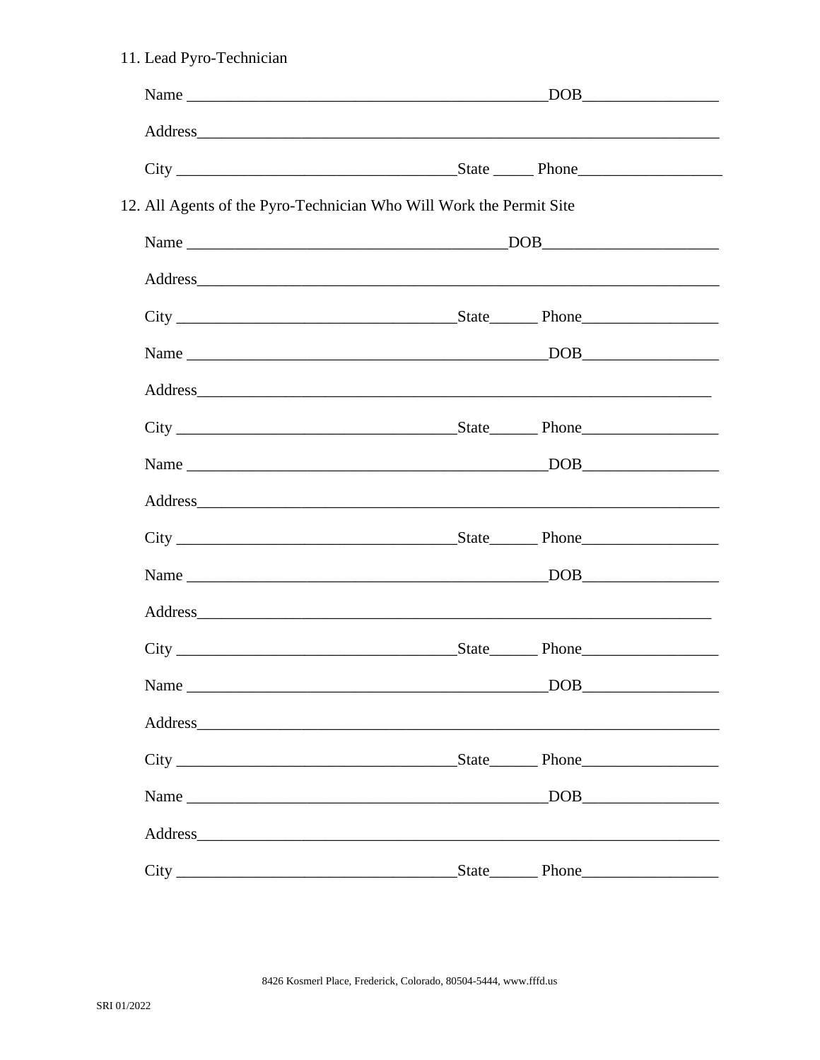11. Lead Pyro-Technician

Name _______________________________________________DOB_________________

Address_____________________________________________________________________

City ___________________________________State _____ Phone__________________

12. All Agents of the Pyro-Technician Who Will Work the Permit Site

Name ________________________________________DOB______________________

Address_____________________________________________________________________

City ___________________________________State______ Phone_________________

Name _______________________________________________DOB_________________

Address____________________________________________________________________

City ___________________________________State______ Phone_________________

Name _______________________________________________DOB_________________

Address_____________________________________________________________________

City ___________________________________State______ Phone_________________

Name _______________________________________________DOB_________________

Address____________________________________________________________________

City ___________________________________State______ Phone_________________

Name _______________________________________________DOB_________________

Address_____________________________________________________________________

City ___________________________________State______ Phone_________________

Name _______________________________________________DOB_________________

Address_____________________________________________________________________

City ___________________________________State______ Phone_________________

8426 Kosmerl Place, Frederick, Colorado, 80504-5444, www.fffd.us

SRI 01/2022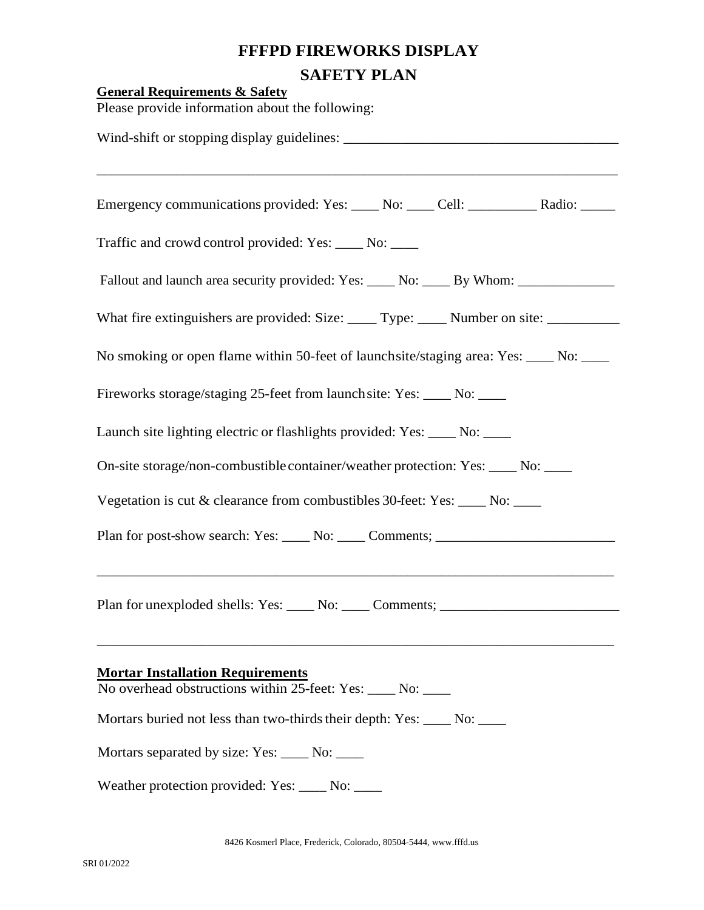# FFFPD FIREWORKS DISPLAY

# SAFETY PLAN

**General Requirements & Safety**

Please provide information about the following:

Wind-shift or stopping display guidelines: ______________________________________

________________________________________________________________________

Emergency communications provided: Yes: ____ No: ____ Cell: __________ Radio: _____

Traffic and crowd control provided: Yes: ____ No: ____

Fallout and launch area security provided: Yes: ____ No: ____ By Whom: ______________

What fire extinguishers are provided: Size: ____ Type: ____ Number on site: __________

No smoking or open flame within 50-feet of launchsite/staging area: Yes: ____ No: ____

Fireworks storage/staging 25-feet from launchsite: Yes: ____ No: ____

Launch site lighting electric or flashlights provided: Yes: ____ No: ____

On-site storage/non-combustible container/weather protection: Yes: ____ No: ____

Vegetation is cut & clearance from combustibles 30-feet: Yes: ____ No: ____

Plan for post-show search: Yes: ____ No: ____ Comments; _________________________

________________________________________________________________________

Plan for unexploded shells: Yes: ____ No: ____ Comments; _________________________

________________________________________________________________________

**Mortar Installation Requirements**

No overhead obstructions within 25-feet: Yes: ____ No: ____

Mortars buried not less than two-thirds their depth: Yes: ____ No: ____

Mortars separated by size: Yes: ____ No: ____

Weather protection provided: Yes: ____ No: ____

8426 Kosmerl Place, Frederick, Colorado, 80504-5444, www.fffd.us

SRI 01/2022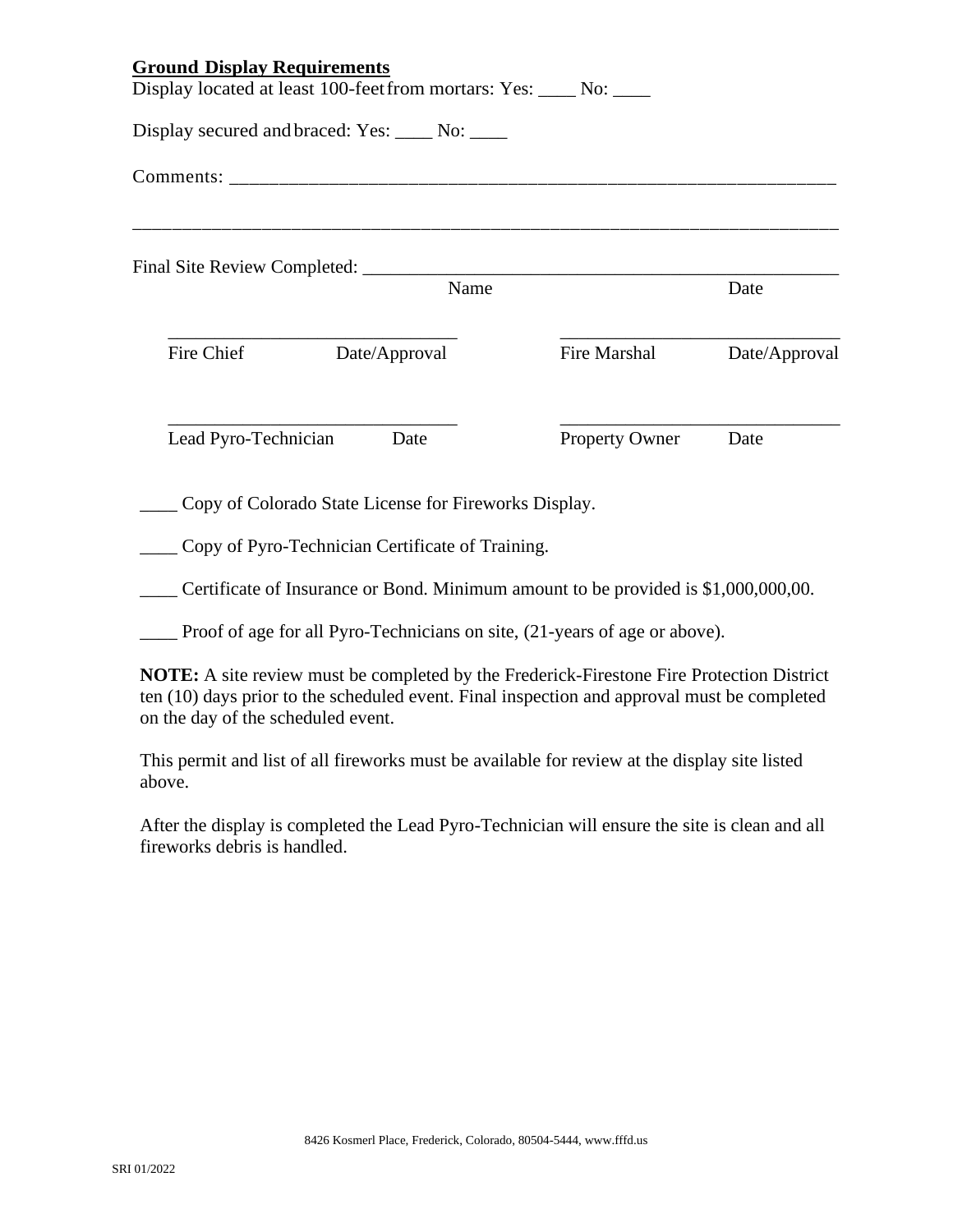**Ground Display Requirements**

Display located at least 100-feet from mortars: Yes: ____ No: ____

Display secured and braced: Yes: ____ No: ____

Comments: ________________________________________________________________

______________________________________________________________________________

Final Site Review Completed: ____________________________________________________
Name Date

| | |
|---|---|
| ________________________________ | ________________________________ |
| Fire Chief Date/Approval | Fire Marshal Date/Approval |
| ________________________________ | ________________________________ |
| Lead Pyro-Technician Date | Property Owner Date |

____ Copy of Colorado State License for Fireworks Display.

____ Copy of Pyro-Technician Certificate of Training.

____ Certificate of Insurance or Bond. Minimum amount to be provided is $1,000,000,00.

____ Proof of age for all Pyro-Technicians on site, (21-years of age or above).

**NOTE:** A site review must be completed by the Frederick-Firestone Fire Protection District ten (10) days prior to the scheduled event. Final inspection and approval must be completed on the day of the scheduled event.

This permit and list of all fireworks must be available for review at the display site listed above.

After the display is completed the Lead Pyro-Technician will ensure the site is clean and all fireworks debris is handled.